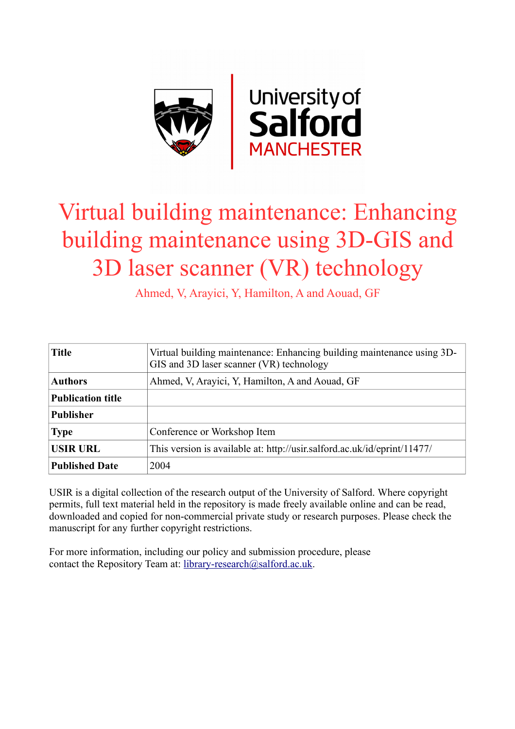# Virtual building maintenance: Enhancing building maintenance using 3D-GIS and 3D laser scanner (VR) technology

Ahmed, V, Arayici, Y, Hamilton, A and Aouad, GF

| **Title** | Virtual building maintenance: Enhancing building maintenance using 3D-GIS and 3D laser scanner (VR) technology |
|---|---|
| **Authors** | Ahmed, V, Arayici, Y, Hamilton, A and Aouad, GF |
| **Publication title** | |
| **Publisher** | |
| **Type** | Conference or Workshop Item |
| **USIR URL** | This version is available at: http://usir.salford.ac.uk/id/eprint/11477/ |
| **Published Date** | 2004 |

USIR is a digital collection of the research output of the University of Salford. Where copyright permits, full text material held in the repository is made freely available online and can be read, downloaded and copied for non-commercial private study or research purposes. Please check the manuscript for any further copyright restrictions.

For more information, including our policy and submission procedure, please contact the Repository Team at: library-research@salford.ac.uk.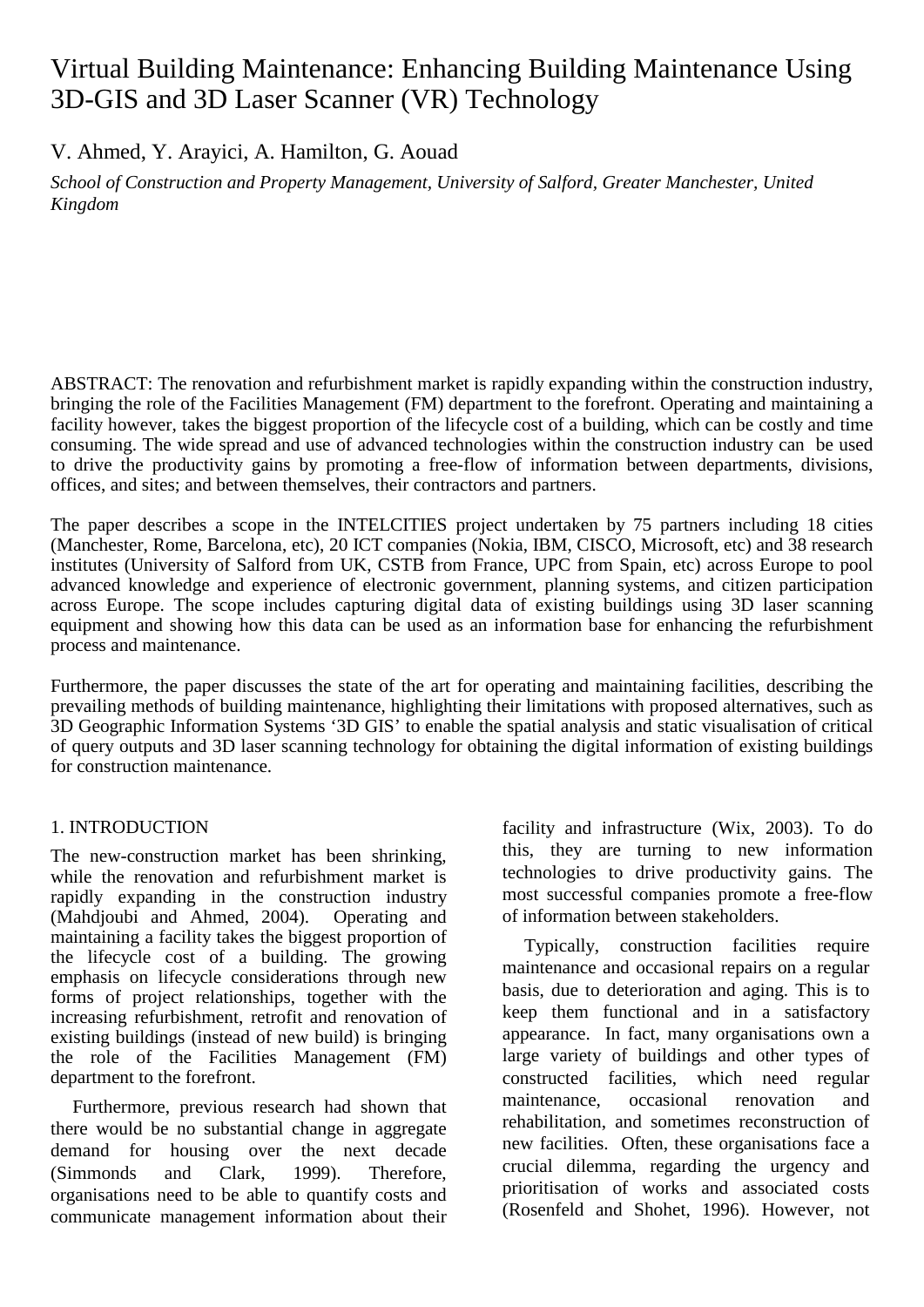# Virtual Building Maintenance: Enhancing Building Maintenance Using 3D-GIS and 3D Laser Scanner (VR) Technology

V. Ahmed, Y. Arayici, A. Hamilton, G. Aouad

*School of Construction and Property Management, University of Salford, Greater Manchester, United Kingdom*

ABSTRACT: The renovation and refurbishment market is rapidly expanding within the construction industry, bringing the role of the Facilities Management (FM) department to the forefront. Operating and maintaining a facility however, takes the biggest proportion of the lifecycle cost of a building, which can be costly and time consuming. The wide spread and use of advanced technologies within the construction industry can be used to drive the productivity gains by promoting a free-flow of information between departments, divisions, offices, and sites; and between themselves, their contractors and partners.

The paper describes a scope in the INTELCITIES project undertaken by 75 partners including 18 cities (Manchester, Rome, Barcelona, etc), 20 ICT companies (Nokia, IBM, CISCO, Microsoft, etc) and 38 research institutes (University of Salford from UK, CSTB from France, UPC from Spain, etc) across Europe to pool advanced knowledge and experience of electronic government, planning systems, and citizen participation across Europe. The scope includes capturing digital data of existing buildings using 3D laser scanning equipment and showing how this data can be used as an information base for enhancing the refurbishment process and maintenance.

Furthermore, the paper discusses the state of the art for operating and maintaining facilities, describing the prevailing methods of building maintenance, highlighting their limitations with proposed alternatives, such as 3D Geographic Information Systems '3D GIS' to enable the spatial analysis and static visualisation of critical of query outputs and 3D laser scanning technology for obtaining the digital information of existing buildings for construction maintenance.

## 1. INTRODUCTION

The new-construction market has been shrinking, while the renovation and refurbishment market is rapidly expanding in the construction industry (Mahdjoubi and Ahmed, 2004). Operating and maintaining a facility takes the biggest proportion of the lifecycle cost of a building. The growing emphasis on lifecycle considerations through new forms of project relationships, together with the increasing refurbishment, retrofit and renovation of existing buildings (instead of new build) is bringing the role of the Facilities Management (FM) department to the forefront.

Furthermore, previous research had shown that there would be no substantial change in aggregate demand for housing over the next decade (Simmonds and Clark, 1999). Therefore, organisations need to be able to quantify costs and communicate management information about their facility and infrastructure (Wix, 2003). To do this, they are turning to new information technologies to drive productivity gains. The most successful companies promote a free-flow of information between stakeholders.

Typically, construction facilities require maintenance and occasional repairs on a regular basis, due to deterioration and aging. This is to keep them functional and in a satisfactory appearance. In fact, many organisations own a large variety of buildings and other types of constructed facilities, which need regular maintenance, occasional renovation and rehabilitation, and sometimes reconstruction of new facilities. Often, these organisations face a crucial dilemma, regarding the urgency and prioritisation of works and associated costs (Rosenfeld and Shohet, 1996). However, not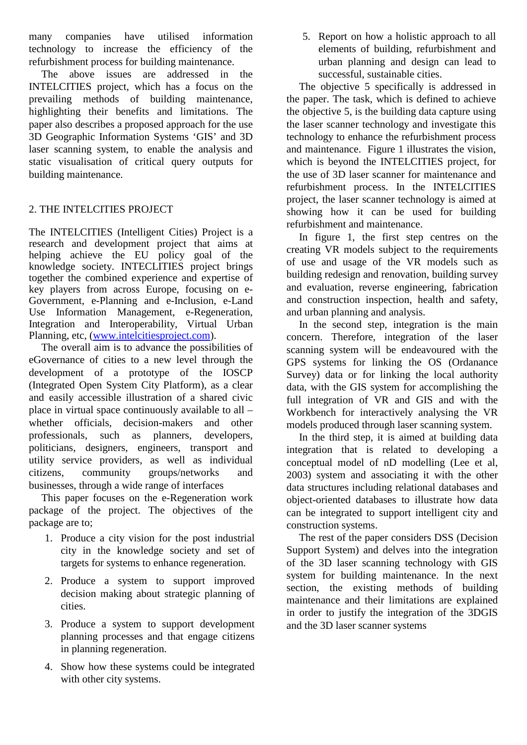many companies have utilised information technology to increase the efficiency of the refurbishment process for building maintenance.

The above issues are addressed in the INTELCITIES project, which has a focus on the prevailing methods of building maintenance, highlighting their benefits and limitations. The paper also describes a proposed approach for the use 3D Geographic Information Systems 'GIS' and 3D laser scanning system, to enable the analysis and static visualisation of critical query outputs for building maintenance.

## 2. THE INTELCITIES PROJECT

The INTELCITIES (Intelligent Cities) Project is a research and development project that aims at helping achieve the EU policy goal of the knowledge society. INTECLITIES project brings together the combined experience and expertise of key players from across Europe, focusing on e-Government, e-Planning and e-Inclusion, e-Land Use Information Management, e-Regeneration, Integration and Interoperability, Virtual Urban Planning, etc, (www.intelcitiesproject.com).

The overall aim is to advance the possibilities of eGovernance of cities to a new level through the development of a prototype of the IOSCP (Integrated Open System City Platform), as a clear and easily accessible illustration of a shared civic place in virtual space continuously available to all – whether officials, decision-makers and other professionals, such as planners, developers, politicians, designers, engineers, transport and utility service providers, as well as individual citizens, community groups/networks and businesses, through a wide range of interfaces

This paper focuses on the e-Regeneration work package of the project. The objectives of the package are to;

1. Produce a city vision for the post industrial city in the knowledge society and set of targets for systems to enhance regeneration.
2. Produce a system to support improved decision making about strategic planning of cities.
3. Produce a system to support development planning processes and that engage citizens in planning regeneration.
4. Show how these systems could be integrated with other city systems.
5. Report on how a holistic approach to all elements of building, refurbishment and urban planning and design can lead to successful, sustainable cities.

The objective 5 specifically is addressed in the paper. The task, which is defined to achieve the objective 5, is the building data capture using the laser scanner technology and investigate this technology to enhance the refurbishment process and maintenance. Figure 1 illustrates the vision, which is beyond the INTELCITIES project, for the use of 3D laser scanner for maintenance and refurbishment process. In the INTELCITIES project, the laser scanner technology is aimed at showing how it can be used for building refurbishment and maintenance.

In figure 1, the first step centres on the creating VR models subject to the requirements of use and usage of the VR models such as building redesign and renovation, building survey and evaluation, reverse engineering, fabrication and construction inspection, health and safety, and urban planning and analysis.

In the second step, integration is the main concern. Therefore, integration of the laser scanning system will be endeavoured with the GPS systems for linking the OS (Ordanance Survey) data or for linking the local authority data, with the GIS system for accomplishing the full integration of VR and GIS and with the Workbench for interactively analysing the VR models produced through laser scanning system.

In the third step, it is aimed at building data integration that is related to developing a conceptual model of nD modelling (Lee et al, 2003) system and associating it with the other data structures including relational databases and object-oriented databases to illustrate how data can be integrated to support intelligent city and construction systems.

The rest of the paper considers DSS (Decision Support System) and delves into the integration of the 3D laser scanning technology with GIS system for building maintenance. In the next section, the existing methods of building maintenance and their limitations are explained in order to justify the integration of the 3DGIS and the 3D laser scanner systems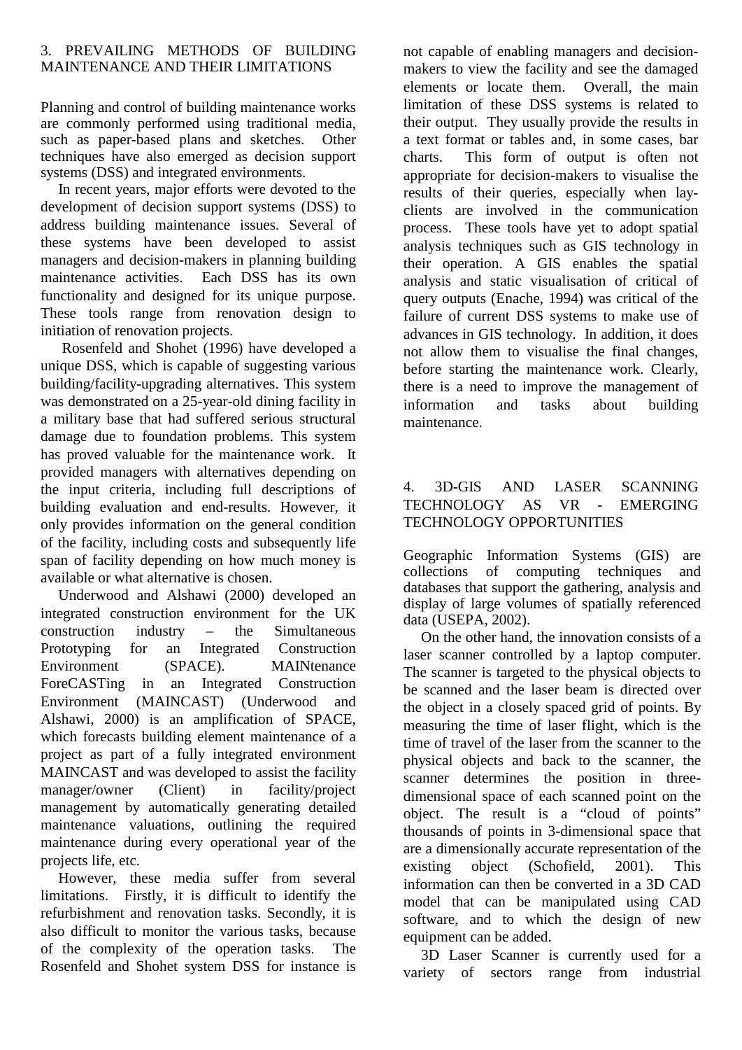## 3. PREVAILING METHODS OF BUILDING MAINTENANCE AND THEIR LIMITATIONS

Planning and control of building maintenance works are commonly performed using traditional media, such as paper-based plans and sketches. Other techniques have also emerged as decision support systems (DSS) and integrated environments.

In recent years, major efforts were devoted to the development of decision support systems (DSS) to address building maintenance issues. Several of these systems have been developed to assist managers and decision-makers in planning building maintenance activities. Each DSS has its own functionality and designed for its unique purpose. These tools range from renovation design to initiation of renovation projects.

Rosenfeld and Shohet (1996) have developed a unique DSS, which is capable of suggesting various building/facility-upgrading alternatives. This system was demonstrated on a 25-year-old dining facility in a military base that had suffered serious structural damage due to foundation problems. This system has proved valuable for the maintenance work. It provided managers with alternatives depending on the input criteria, including full descriptions of building evaluation and end-results. However, it only provides information on the general condition of the facility, including costs and subsequently life span of facility depending on how much money is available or what alternative is chosen.

Underwood and Alshawi (2000) developed an integrated construction environment for the UK construction industry – the Simultaneous Prototyping for an Integrated Construction Environment (SPACE). MAINtenance ForeCASTing in an Integrated Construction Environment (MAINCAST) (Underwood and Alshawi, 2000) is an amplification of SPACE, which forecasts building element maintenance of a project as part of a fully integrated environment MAINCAST and was developed to assist the facility manager/owner (Client) in facility/project management by automatically generating detailed maintenance valuations, outlining the required maintenance during every operational year of the projects life, etc.

However, these media suffer from several limitations. Firstly, it is difficult to identify the refurbishment and renovation tasks. Secondly, it is also difficult to monitor the various tasks, because of the complexity of the operation tasks. The Rosenfeld and Shohet system DSS for instance is not capable of enabling managers and decision-makers to view the facility and see the damaged elements or locate them. Overall, the main limitation of these DSS systems is related to their output. They usually provide the results in a text format or tables and, in some cases, bar charts. This form of output is often not appropriate for decision-makers to visualise the results of their queries, especially when lay-clients are involved in the communication process. These tools have yet to adopt spatial analysis techniques such as GIS technology in their operation. A GIS enables the spatial analysis and static visualisation of critical of query outputs (Enache, 1994) was critical of the failure of current DSS systems to make use of advances in GIS technology. In addition, it does not allow them to visualise the final changes, before starting the maintenance work. Clearly, there is a need to improve the management of information and tasks about building maintenance.

## 4. 3D-GIS AND LASER SCANNING TECHNOLOGY AS VR - EMERGING TECHNOLOGY OPPORTUNITIES

Geographic Information Systems (GIS) are collections of computing techniques and databases that support the gathering, analysis and display of large volumes of spatially referenced data (USEPA, 2002).

On the other hand, the innovation consists of a laser scanner controlled by a laptop computer. The scanner is targeted to the physical objects to be scanned and the laser beam is directed over the object in a closely spaced grid of points. By measuring the time of laser flight, which is the time of travel of the laser from the scanner to the physical objects and back to the scanner, the scanner determines the position in three-dimensional space of each scanned point on the object. The result is a "cloud of points" thousands of points in 3-dimensional space that are a dimensionally accurate representation of the existing object (Schofield, 2001). This information can then be converted in a 3D CAD model that can be manipulated using CAD software, and to which the design of new equipment can be added.

3D Laser Scanner is currently used for a variety of sectors range from industrial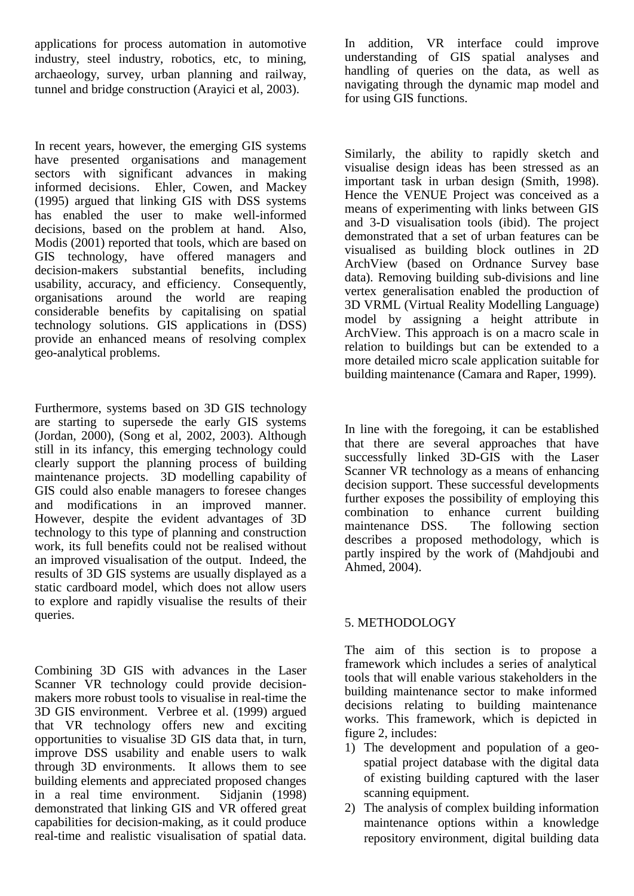applications for process automation in automotive industry, steel industry, robotics, etc, to mining, archaeology, survey, urban planning and railway, tunnel and bridge construction (Arayici et al, 2003).

In recent years, however, the emerging GIS systems have presented organisations and management sectors with significant advances in making informed decisions. Ehler, Cowen, and Mackey (1995) argued that linking GIS with DSS systems has enabled the user to make well-informed decisions, based on the problem at hand. Also, Modis (2001) reported that tools, which are based on GIS technology, have offered managers and decision-makers substantial benefits, including usability, accuracy, and efficiency. Consequently, organisations around the world are reaping considerable benefits by capitalising on spatial technology solutions. GIS applications in (DSS) provide an enhanced means of resolving complex geo-analytical problems.

Furthermore, systems based on 3D GIS technology are starting to supersede the early GIS systems (Jordan, 2000), (Song et al, 2002, 2003). Although still in its infancy, this emerging technology could clearly support the planning process of building maintenance projects. 3D modelling capability of GIS could also enable managers to foresee changes and modifications in an improved manner. However, despite the evident advantages of 3D technology to this type of planning and construction work, its full benefits could not be realised without an improved visualisation of the output. Indeed, the results of 3D GIS systems are usually displayed as a static cardboard model, which does not allow users to explore and rapidly visualise the results of their queries.

Combining 3D GIS with advances in the Laser Scanner VR technology could provide decision-makers more robust tools to visualise in real-time the 3D GIS environment. Verbree et al. (1999) argued that VR technology offers new and exciting opportunities to visualise 3D GIS data that, in turn, improve DSS usability and enable users to walk through 3D environments. It allows them to see building elements and appreciated proposed changes in a real time environment. Sidjanin (1998) demonstrated that linking GIS and VR offered great capabilities for decision-making, as it could produce real-time and realistic visualisation of spatial data. In addition, VR interface could improve understanding of GIS spatial analyses and handling of queries on the data, as well as navigating through the dynamic map model and for using GIS functions.

Similarly, the ability to rapidly sketch and visualise design ideas has been stressed as an important task in urban design (Smith, 1998). Hence the VENUE Project was conceived as a means of experimenting with links between GIS and 3-D visualisation tools (ibid). The project demonstrated that a set of urban features can be visualised as building block outlines in 2D ArchView (based on Ordnance Survey base data). Removing building sub-divisions and line vertex generalisation enabled the production of 3D VRML (Virtual Reality Modelling Language) model by assigning a height attribute in ArchView. This approach is on a macro scale in relation to buildings but can be extended to a more detailed micro scale application suitable for building maintenance (Camara and Raper, 1999).

In line with the foregoing, it can be established that there are several approaches that have successfully linked 3D-GIS with the Laser Scanner VR technology as a means of enhancing decision support. These successful developments further exposes the possibility of employing this combination to enhance current building maintenance DSS. The following section describes a proposed methodology, which is partly inspired by the work of (Mahdjoubi and Ahmed, 2004).

## 5. METHODOLOGY

The aim of this section is to propose a framework which includes a series of analytical tools that will enable various stakeholders in the building maintenance sector to make informed decisions relating to building maintenance works. This framework, which is depicted in figure 2, includes:

1) The development and population of a geo-spatial project database with the digital data of existing building captured with the laser scanning equipment.
2) The analysis of complex building information maintenance options within a knowledge repository environment, digital building data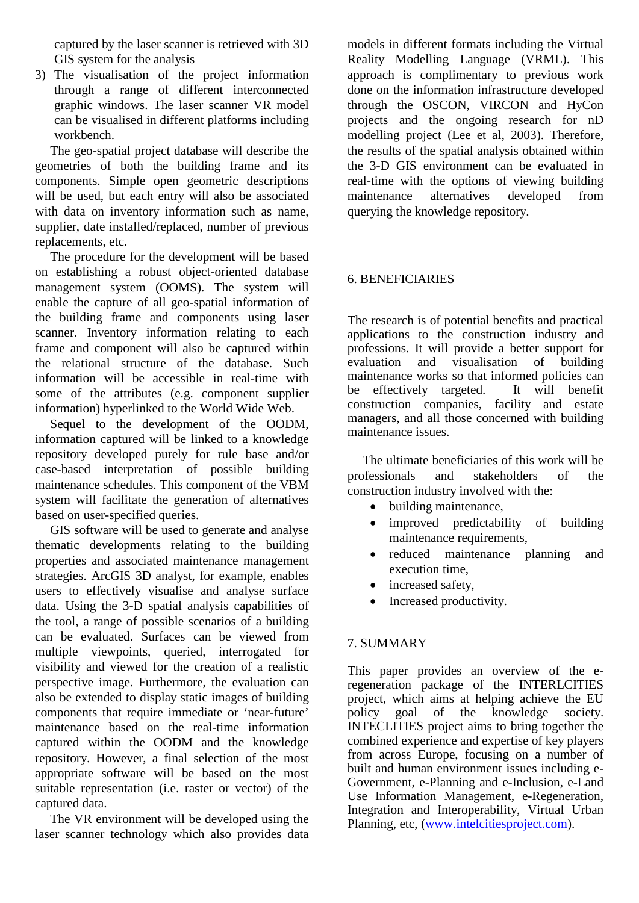captured by the laser scanner is retrieved with 3D GIS system for the analysis

3) The visualisation of the project information through a range of different interconnected graphic windows. The laser scanner VR model can be visualised in different platforms including workbench.

The geo-spatial project database will describe the geometries of both the building frame and its components. Simple open geometric descriptions will be used, but each entry will also be associated with data on inventory information such as name, supplier, date installed/replaced, number of previous replacements, etc.

The procedure for the development will be based on establishing a robust object-oriented database management system (OOMS). The system will enable the capture of all geo-spatial information of the building frame and components using laser scanner. Inventory information relating to each frame and component will also be captured within the relational structure of the database. Such information will be accessible in real-time with some of the attributes (e.g. component supplier information) hyperlinked to the World Wide Web.

Sequel to the development of the OODM, information captured will be linked to a knowledge repository developed purely for rule base and/or case-based interpretation of possible building maintenance schedules. This component of the VBM system will facilitate the generation of alternatives based on user-specified queries.

GIS software will be used to generate and analyse thematic developments relating to the building properties and associated maintenance management strategies. ArcGIS 3D analyst, for example, enables users to effectively visualise and analyse surface data. Using the 3-D spatial analysis capabilities of the tool, a range of possible scenarios of a building can be evaluated. Surfaces can be viewed from multiple viewpoints, queried, interrogated for visibility and viewed for the creation of a realistic perspective image. Furthermore, the evaluation can also be extended to display static images of building components that require immediate or 'near-future' maintenance based on the real-time information captured within the OODM and the knowledge repository. However, a final selection of the most appropriate software will be based on the most suitable representation (i.e. raster or vector) of the captured data.

The VR environment will be developed using the laser scanner technology which also provides data models in different formats including the Virtual Reality Modelling Language (VRML). This approach is complimentary to previous work done on the information infrastructure developed through the OSCON, VIRCON and HyCon projects and the ongoing research for nD modelling project (Lee et al, 2003). Therefore, the results of the spatial analysis obtained within the 3-D GIS environment can be evaluated in real-time with the options of viewing building maintenance alternatives developed from querying the knowledge repository.

## 6. BENEFICIARIES

The research is of potential benefits and practical applications to the construction industry and professions. It will provide a better support for evaluation and visualisation of building maintenance works so that informed policies can be effectively targeted. It will benefit construction companies, facility and estate managers, and all those concerned with building maintenance issues.

The ultimate beneficiaries of this work will be professionals and stakeholders of the construction industry involved with the:

- building maintenance,
- improved predictability of building maintenance requirements,
- reduced maintenance planning and execution time,
- increased safety,
- Increased productivity.

## 7. SUMMARY

This paper provides an overview of the e-regeneration package of the INTERLCITIES project, which aims at helping achieve the EU policy goal of the knowledge society. INTECLITIES project aims to bring together the combined experience and expertise of key players from across Europe, focusing on a number of built and human environment issues including e-Government, e-Planning and e-Inclusion, e-Land Use Information Management, e-Regeneration, Integration and Interoperability, Virtual Urban Planning, etc, (www.intelcitiesproject.com).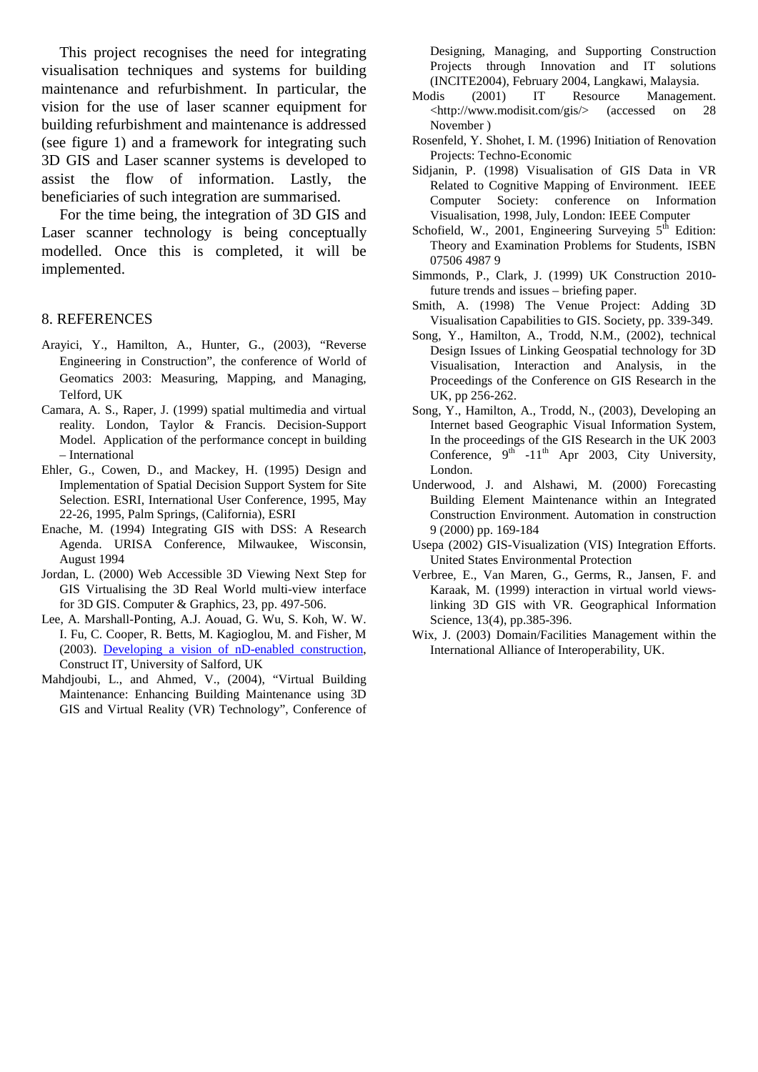This project recognises the need for integrating visualisation techniques and systems for building maintenance and refurbishment. In particular, the vision for the use of laser scanner equipment for building refurbishment and maintenance is addressed (see figure 1) and a framework for integrating such 3D GIS and Laser scanner systems is developed to assist the flow of information. Lastly, the beneficiaries of such integration are summarised.

For the time being, the integration of 3D GIS and Laser scanner technology is being conceptually modelled. Once this is completed, it will be implemented.

## 8. REFERENCES

Arayici, Y., Hamilton, A., Hunter, G., (2003), "Reverse Engineering in Construction", the conference of World of Geomatics 2003: Measuring, Mapping, and Managing, Telford, UK

Camara, A. S., Raper, J. (1999) spatial multimedia and virtual reality. London, Taylor & Francis. Decision-Support Model. Application of the performance concept in building – International

Ehler, G., Cowen, D., and Mackey, H. (1995) Design and Implementation of Spatial Decision Support System for Site Selection. ESRI, International User Conference, 1995, May 22-26, 1995, Palm Springs, (California), ESRI

Enache, M. (1994) Integrating GIS with DSS: A Research Agenda. URISA Conference, Milwaukee, Wisconsin, August 1994

Jordan, L. (2000) Web Accessible 3D Viewing Next Step for GIS Virtualising the 3D Real World multi-view interface for 3D GIS. Computer & Graphics, 23, pp. 497-506.

Lee, A. Marshall-Ponting, A.J. Aouad, G. Wu, S. Koh, W. W. I. Fu, C. Cooper, R. Betts, M. Kagioglou, M. and Fisher, M (2003). Developing a vision of nD-enabled construction, Construct IT, University of Salford, UK

Mahdjoubi, L., and Ahmed, V., (2004), "Virtual Building Maintenance: Enhancing Building Maintenance using 3D GIS and Virtual Reality (VR) Technology", Conference of Designing, Managing, and Supporting Construction Projects through Innovation and IT solutions (INCITE2004), February 2004, Langkawi, Malaysia.

Modis (2001) IT Resource Management. <http://www.modisit.com/gis/> (accessed on 28 November )

Rosenfeld, Y. Shohet, I. M. (1996) Initiation of Renovation Projects: Techno-Economic

Sidjanin, P. (1998) Visualisation of GIS Data in VR Related to Cognitive Mapping of Environment. IEEE Computer Society: conference on Information Visualisation, 1998, July, London: IEEE Computer

Schofield, W., 2001, Engineering Surveying 5th Edition: Theory and Examination Problems for Students, ISBN 07506 4987 9

Simmonds, P., Clark, J. (1999) UK Construction 2010-future trends and issues – briefing paper.

Smith, A. (1998) The Venue Project: Adding 3D Visualisation Capabilities to GIS. Society, pp. 339-349.

Song, Y., Hamilton, A., Trodd, N.M., (2002), technical Design Issues of Linking Geospatial technology for 3D Visualisation, Interaction and Analysis, in the Proceedings of the Conference on GIS Research in the UK, pp 256-262.

Song, Y., Hamilton, A., Trodd, N., (2003), Developing an Internet based Geographic Visual Information System, In the proceedings of the GIS Research in the UK 2003 Conference, 9th -11th Apr 2003, City University, London.

Underwood, J. and Alshawi, M. (2000) Forecasting Building Element Maintenance within an Integrated Construction Environment. Automation in construction 9 (2000) pp. 169-184

Usepa (2002) GIS-Visualization (VIS) Integration Efforts. United States Environmental Protection

Verbree, E., Van Maren, G., Germs, R., Jansen, F. and Karaak, M. (1999) interaction in virtual world views-linking 3D GIS with VR. Geographical Information Science, 13(4), pp.385-396.

Wix, J. (2003) Domain/Facilities Management within the International Alliance of Interoperability, UK.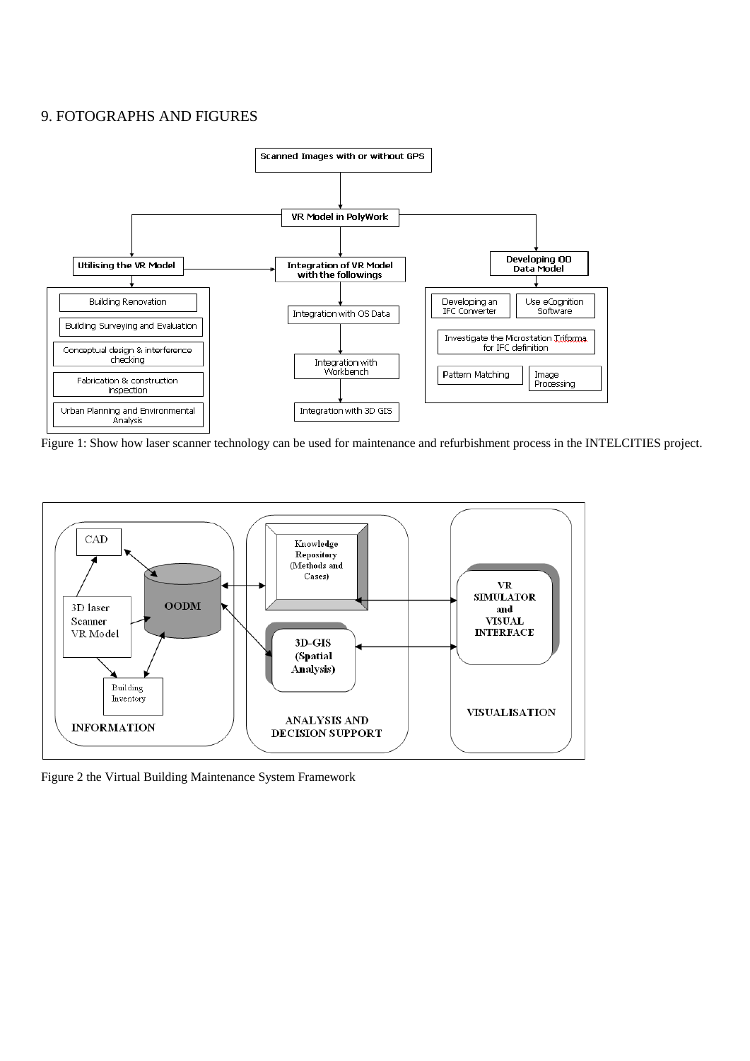# 9. FOTOGRAPHS AND FIGURES

Scanned Images with or without GPS

VR Model in PolyWork

Utilising the VR Model

Integration of VR Model with the followings

Developing OO Data Model

Building Renovation

Building Surveying and Evaluation

Conceptual design & interference checking

Fabrication & construction inspection

Urban Planning and Environmental Analysis

Integration with OS Data

Integration with Workbench

Integration with 3D GIS

Developing an IFC Converter

Use eCognition Software

Investigate the Microstation Triforma for IFC definition

Pattern Matching

Image Processing

Figure 1: Show how laser scanner technology can be used for maintenance and refurbishment process in the INTELCITIES project.

CAD

OODM

3D laser Scanner VR Model

Building Inventory

INFORMATION

Knowledge Repository (Methods and Cases)

3D-GIS (Spatial Analysis)

ANALYSIS AND DECISION SUPPORT

VR SIMULATOR and VISUAL INTERFACE

VISUALISATION

Figure 2 the Virtual Building Maintenance System Framework